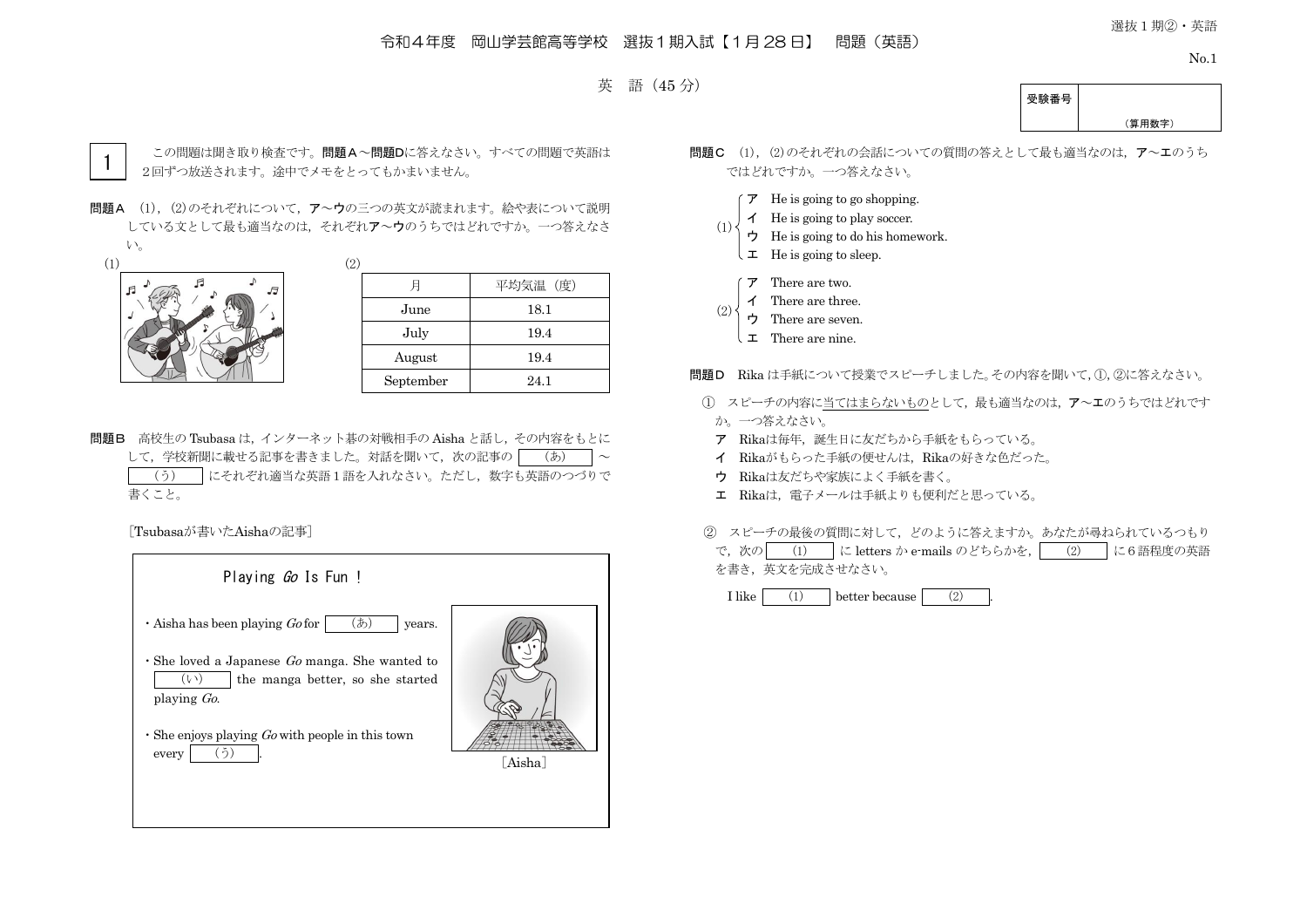# 令和４年度　岡山学芸館高等学校　選抜１期入試【１月２８日】　問題（英語）

## 英　語（45 分）

| 受験番号 | （算用数字） |
|---|---|

**1**　この問題は聞き取り検査です。**問題Ａ**～**問題D**に答えなさい。すべての問題で英語は２回ずつ放送されます。途中でメモをとってもかまいません。

**問題Ａ**　(1)，(2)のそれぞれについて，**ア**～**ウ**の三つの英文が読まれます。絵や表について説明している文として最も適当なのは，それぞれ**ア**～**ウ**のうちではどれですか。一つ答えなさい。

(1)

(2)

| 月 | 平均気温（度） |
|---|---|
| June | 18.1 |
| July | 19.4 |
| August | 19.4 |
| September | 24.1 |

**問題Ｂ**　高校生の Tsubasa は，インターネット碁の対戦相手の Aisha と話し，その内容をもとにして，学校新聞に載せる記事を書きました。対話を聞いて，次の記事の（あ）～（う）にそれぞれ適当な英語１語を入れなさい。ただし，数字も英語のつづりで書くこと。

［Tsubasaが書いたAishaの記事］

Playing *Go* Is Fun !

・Aisha has been playing *Go* for （あ） years.

・She loved a Japanese *Go* manga. She wanted to （い） the manga better, so she started playing *Go*.

・She enjoys playing *Go* with people in this town every （う）.

［Aisha］

**問題Ｃ**　(1)，(2)のそれぞれの会話についての質問の答えとして最も適当なのは，**ア**～**エ**のうちではどれですか。一つ答えなさい。

(1)
- **ア**　He is going to go shopping.
- **イ**　He is going to play soccer.
- **ウ**　He is going to do his homework.
- **エ**　He is going to sleep.

(2)
- **ア**　There are two.
- **イ**　There are three.
- **ウ**　There are seven.
- **エ**　There are nine.

**問題Ｄ**　Rika は手紙について授業でスピーチしました。その内容を聞いて，①，②に答えなさい。

①　スピーチの内容に当てはまらないものとして，最も適当なのは，**ア**～**エ**のうちではどれですか。一つ答えなさい。
- **ア**　Rikaは毎年，誕生日に友だちから手紙をもらっている。
- **イ**　Rikaがもらった手紙の便せんは，Rikaの好きな色だった。
- **ウ**　Rikaは友だちや家族によく手紙を書く。
- **エ**　Rikaは，電子メールは手紙よりも便利だと思っている。

②　スピーチの最後の質問に対して，どのように答えますか。あなたが尋ねられているつもりで，次の (1) に letters か e-mails のどちらかを，(2) に６語程度の英語を書き，英文を完成させなさい。

I like (1) better because (2).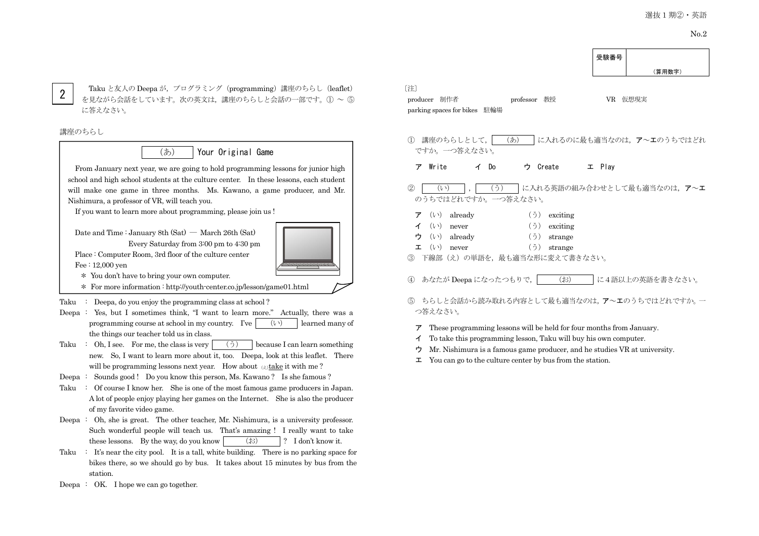受験番号

（算用数字）

**2**　Taku と友人の Deepa が，プログラミング（programming）講座のちらし（leaflet）を見ながら会話をしています。次の英文は，講座のちらしと会話の一部です。① ～ ⑤ に答えなさい。

講座のちらし

> **（あ） Your Original Game**
>
> From January next year, we are going to hold programming lessons for junior high school and high school students at the culture center. In these lessons, each student will make one game in three months. Ms. Kawano, a game producer, and Mr. Nishimura, a professor of VR, will teach you.
>
> If you want to learn more about programming, please join us !
>
> Date and Time : January 8th (Sat) — March 26th (Sat)
> Every Saturday from 3:00 pm to 4:30 pm
> Place : Computer Room, 3rd floor of the culture center
> Fee : 12,000 yen
>
> ＊ You don't have to bring your own computer.
> ＊ For more information : http://youth-center.co.jp/lesson/game01.html

Taku ： Deepa, do you enjoy the programming class at school ?

Deepa ： Yes, but I sometimes think, "I want to learn more." Actually, there was a programming course at school in my country. I've （い） learned many of the things our teacher told us in class.

Taku ： Oh, I see. For me, the class is very （う） because I can learn something new. So, I want to learn more about it, too. Deepa, look at this leaflet. There will be programming lessons next year. How about （え）<u>take</u> it with me ?

Deepa ： Sounds good ! Do you know this person, Ms. Kawano ? Is she famous ?

Taku ： Of course I know her. She is one of the most famous game producers in Japan. A lot of people enjoy playing her games on the Internet. She is also the producer of my favorite video game.

Deepa ： Oh, she is great. The other teacher, Mr. Nishimura, is a university professor. Such wonderful people will teach us. That's amazing ! I really want to take these lessons. By the way, do you know （お） ? I don't know it.

Taku ： It's near the city pool. It is a tall, white building. There is no parking space for bikes there, so we should go by bus. It takes about 15 minutes by bus from the station.

Deepa ： OK. I hope we can go together.

〔注〕
producer　制作者　　professor　教授　　VR　仮想現実
parking spaces for bikes　駐輪場

① 講座のちらしとして，（あ） に入れるのに最も適当なのは，ア～エのうちではどれですか。一つ答えなさい。

ア Write　　イ Do　　ウ Create　　エ Play

② （い），（う） に入れる英語の組み合わせとして最も適当なのは，ア～エのうちではどれですか。一つ答えなさい。

ア （い） already　　（う） exciting
イ （い） never　　（う） exciting
ウ （い） already　　（う） strange
エ （い） never　　（う） strange

③ 下線部（え）の単語を，最も適当な形に変えて書きなさい。

④ あなたが Deepa になったつもりで，（お） に4語以上の英語を書きなさい。

⑤ ちらしと会話から読み取れる内容として最も適当なのは，ア～エのうちではどれですか。一つ答えなさい。

ア These programming lessons will be held for four months from January.
イ To take this programming lesson, Taku will buy his own computer.
ウ Mr. Nishimura is a famous game producer, and he studies VR at university.
エ You can go to the culture center by bus from the station.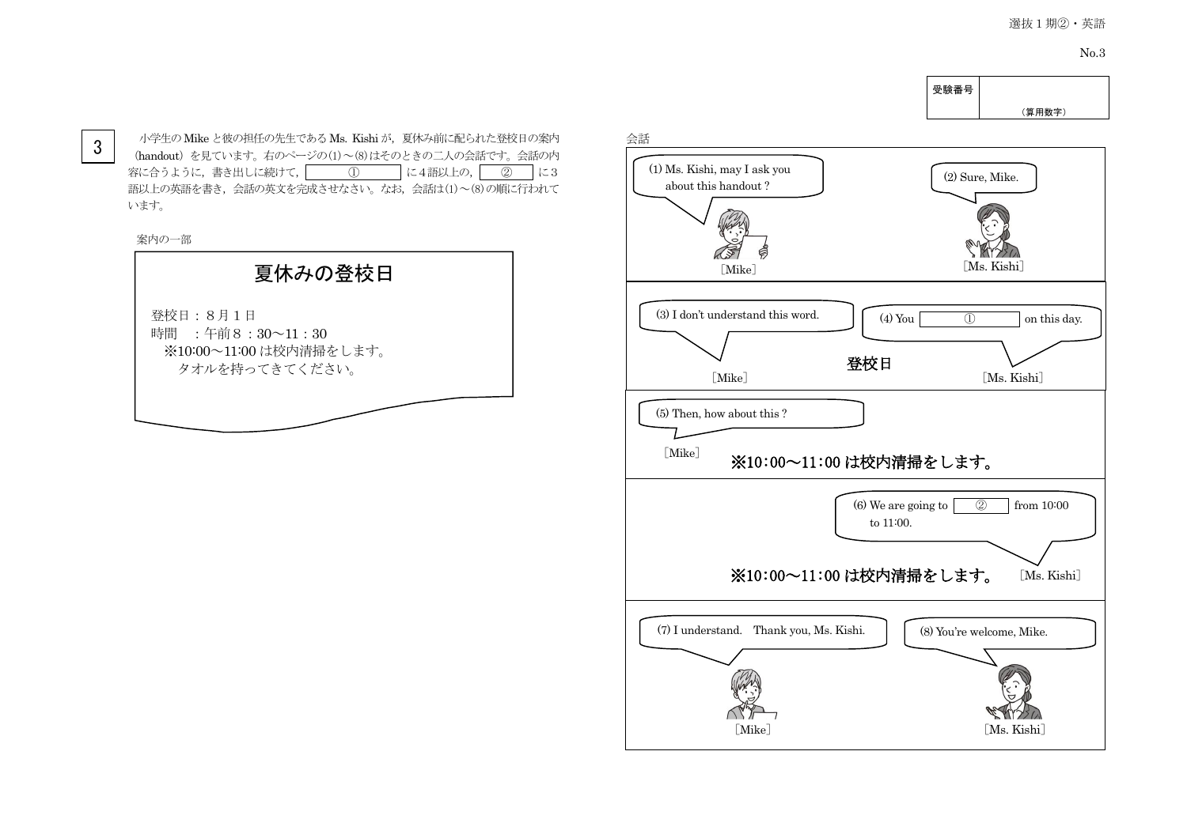No.3

| 受験番号 | |
|---|---|
| | （算用数字） |

**3** 小学生の Mike と彼の担任の先生である Ms. Kishi が，夏休み前に配られた登校日の案内（handout）を見ています。右のページの(1)～(8)はそのときの二人の会話です。会話の内容に合うように，書き出しに続けて，［ ① ］に4語以上の，［ ② ］に3語以上の英語を書き，会話の英文を完成させなさい。なお，会話は(1)～(8)の順に行われています。

案内の一部

> **夏休みの登校日**
>
> 登校日：８月１日
> 時間　：午前８：30～11：30
> 　※10:00～11:00 は校内清掃をします。
> 　　タオルを持ってきてください。

会話

(1) Ms. Kishi, may I ask you about this handout?　［Mike］

(2) Sure, Mike.　［Ms. Kishi］

(3) I don't understand this word.　［Mike］

(4) You ［ ① ］ on this day.　［Ms. Kishi］

登校日

(5) Then, how about this?　［Mike］

※10:00～11:00 は校内清掃をします。

(6) We are going to ［ ② ］ from 10:00 to 11:00.　［Ms. Kishi］

※10:00～11:00 は校内清掃をします。

(7) I understand.　Thank you, Ms. Kishi.　［Mike］

(8) You're welcome, Mike.　［Ms. Kishi］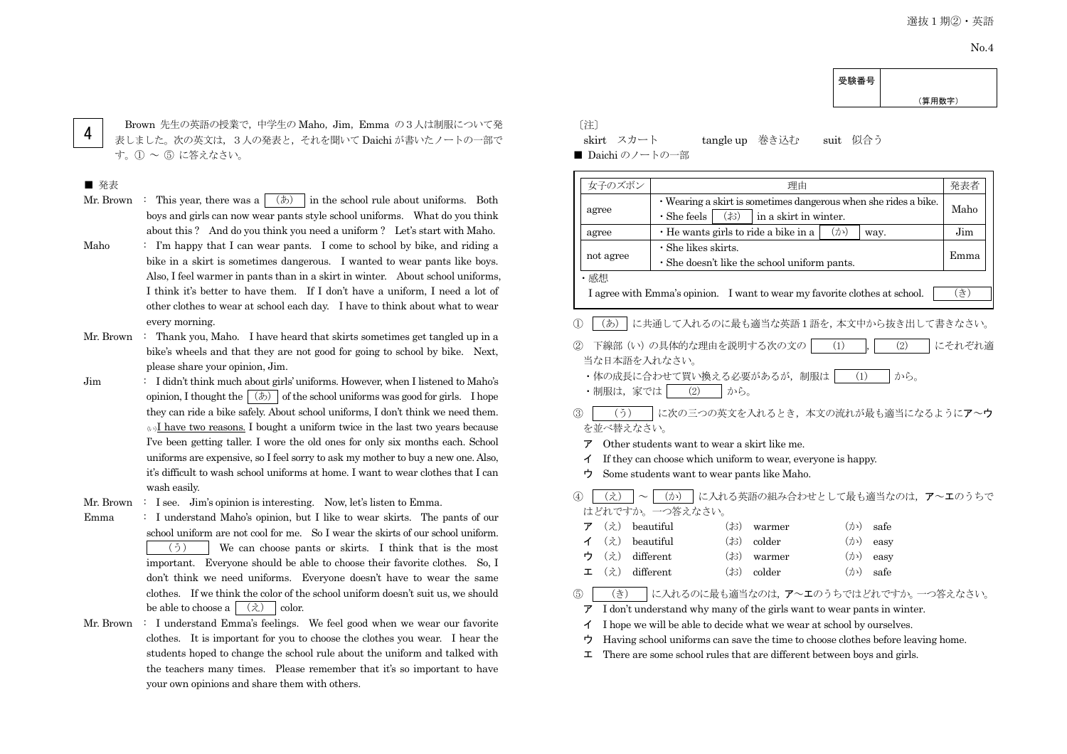受験番号 （算用数字）

**4** Brown 先生の英語の授業で，中学生の Maho，Jim，Emma の３人は制服について発表しました。次の英文は，３人の発表と，それを聞いて Daichi が書いたノートの一部です。① ～ ⑤ に答えなさい。

■ 発表

Mr. Brown ： This year, there was a （あ） in the school rule about uniforms. Both boys and girls can now wear pants style school uniforms. What do you think about this? And do you think you need a uniform? Let's start with Maho.

Maho ： I'm happy that I can wear pants. I come to school by bike, and riding a bike in a skirt is sometimes dangerous. I wanted to wear pants like boys. Also, I feel warmer in pants than in a skirt in winter. About school uniforms, I think it's better to have them. If I don't have a uniform, I need a lot of other clothes to wear at school each day. I have to think about what to wear every morning.

Mr. Brown ： Thank you, Maho. I have heard that skirts sometimes get tangled up in a bike's wheels and that they are not good for going to school by bike. Next, please share your opinion, Jim.

Jim ： I didn't think much about girls' uniforms. However, when I listened to Maho's opinion, I thought the （あ） of the school uniforms was good for girls. I hope they can ride a bike safely. About school uniforms, I don't think we need them. (い)<u>I have two reasons.</u> I bought a uniform twice in the last two years because I've been getting taller. I wore the old ones for only six months each. School uniforms are expensive, so I feel sorry to ask my mother to buy a new one. Also, it's difficult to wash school uniforms at home. I want to wear clothes that I can wash easily.

Mr. Brown ： I see. Jim's opinion is interesting. Now, let's listen to Emma.

Emma ： I understand Maho's opinion, but I like to wear skirts. The pants of our school uniform are not cool for me. So I wear the skirts of our school uniform. （う） We can choose pants or skirts. I think that is the most important. Everyone should be able to choose their favorite clothes. So, I don't think we need uniforms. Everyone doesn't have to wear the same clothes. If we think the color of the school uniform doesn't suit us, we should be able to choose a （え） color.

Mr. Brown ： I understand Emma's feelings. We feel good when we wear our favorite clothes. It is important for you to choose the clothes you wear. I hear the students hoped to change the school rule about the uniform and talked with the teachers many times. Please remember that it's so important to have your own opinions and share them with others.

〔注〕
skirt　スカート　　tangle up　巻き込む　　suit　似合う

■ Daichi のノートの一部

| 女子のズボン | 理由 | 発表者 |
|---|---|---|
| agree | ・Wearing a skirt is sometimes dangerous when she rides a bike.<br>・She feels （お） in a skirt in winter. | Maho |
| agree | ・He wants girls to ride a bike in a （か） way. | Jim |
| not agree | ・She likes skirts.<br>・She doesn't like the school uniform pants. | Emma |

・感想
I agree with Emma's opinion. I want to wear my favorite clothes at school. （き）

① （あ） に共通して入れるのに最も適当な英語１語を，本文中から抜き出して書きなさい。

② 下線部（い）の具体的な理由を説明する次の文の （1），（2） にそれぞれ適当な日本語を入れなさい。
・体の成長に合わせて買い換える必要があるが，制服は （1） から。
・制服は，家では （2） から。

③ （う） に次の三つの英文を入れるとき，本文の流れが最も適当になるように**ア**～**ウ**を並べ替えなさい。
**ア** Other students want to wear a skirt like me.
**イ** If they can choose which uniform to wear, everyone is happy.
**ウ** Some students want to wear pants like Maho.

④ （え） ～ （か） に入れる英語の組み合わせとして最も適当なのは，**ア**～**エ**のうちではどれですか。一つ答えなさい。

| | （え） | （お） | （か） |
|---|---|---|---|
| **ア** | beautiful | warmer | safe |
| **イ** | beautiful | colder | easy |
| **ウ** | different | warmer | easy |
| **エ** | different | colder | safe |

⑤ （き） に入れるのに最も適当なのは，**ア**～**エ**のうちではどれですか。一つ答えなさい。
**ア** I don't understand why many of the girls want to wear pants in winter.
**イ** I hope we will be able to decide what we wear at school by ourselves.
**ウ** Having school uniforms can save the time to choose clothes before leaving home.
**エ** There are some school rules that are different between boys and girls.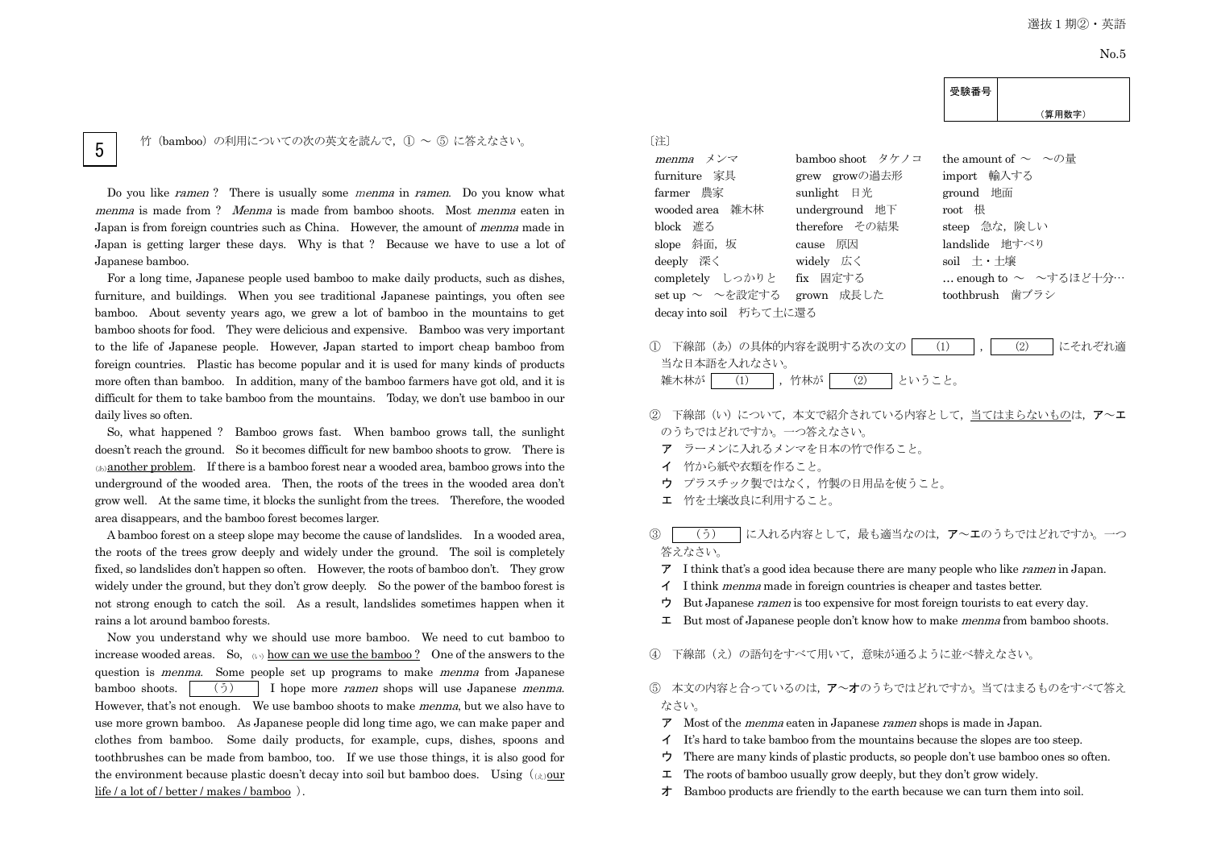受験番号 （算用数字）

## 5

竹（bamboo）の利用についての次の英文を読んで，① ～ ⑤ に答えなさい。

Do you like *ramen*? There is usually some *menma* in *ramen*. Do you know what *menma* is made from? *Menma* is made from bamboo shoots. Most *menma* eaten in Japan is from foreign countries such as China. However, the amount of *menma* made in Japan is getting larger these days. Why is that? Because we have to use a lot of Japanese bamboo.

For a long time, Japanese people used bamboo to make daily products, such as dishes, furniture, and buildings. When you see traditional Japanese paintings, you often see bamboo. About seventy years ago, we grew a lot of bamboo in the mountains to get bamboo shoots for food. They were delicious and expensive. Bamboo was very important to the life of Japanese people. However, Japan started to import cheap bamboo from foreign countries. Plastic has become popular and it is used for many kinds of products more often than bamboo. In addition, many of the bamboo farmers have got old, and it is difficult for them to take bamboo from the mountains. Today, we don't use bamboo in our daily lives so often.

So, what happened? Bamboo grows fast. When bamboo grows tall, the sunlight doesn't reach the ground. So it becomes difficult for new bamboo shoots to grow. There is (あ)<u>another problem</u>. If there is a bamboo forest near a wooded area, bamboo grows into the underground of the wooded area. Then, the roots of the trees in the wooded area don't grow well. At the same time, it blocks the sunlight from the trees. Therefore, the wooded area disappears, and the bamboo forest becomes larger.

A bamboo forest on a steep slope may become the cause of landslides. In a wooded area, the roots of the trees grow deeply and widely under the ground. The soil is completely fixed, so landslides don't happen so often. However, the roots of bamboo don't. They grow widely under the ground, but they don't grow deeply. So the power of the bamboo forest is not strong enough to catch the soil. As a result, landslides sometimes happen when it rains a lot around bamboo forests.

Now you understand why we should use more bamboo. We need to cut bamboo to increase wooded areas. So, (い)<u>how can we use the bamboo?</u> One of the answers to the question is *menma*. Some people set up programs to make *menma* from Japanese bamboo shoots. [ （う） ] I hope more *ramen* shops will use Japanese *menma*. However, that's not enough. We use bamboo shoots to make *menma*, but we also have to use more grown bamboo. As Japanese people did long time ago, we can make paper and clothes from bamboo. Some daily products, for example, cups, dishes, spoons and toothbrushes can be made from bamboo, too. If we use those things, it is also good for the environment because plastic doesn't decay into soil but bamboo does. Using （(え)<u>our life / a lot of / better / makes / bamboo</u> ）.

〔注〕

| | | |
|---|---|---|
| *menma* メンマ | bamboo shoot タケノコ | the amount of ～ ～の量 |
| furniture 家具 | grew growの過去形 | import 輸入する |
| farmer 農家 | sunlight 日光 | ground 地面 |
| wooded area 雑木林 | underground 地下 | root 根 |
| block 遮る | therefore その結果 | steep 急な，険しい |
| slope 斜面，坂 | cause 原因 | landslide 地すべり |
| deeply 深く | widely 広く | soil 土・土壌 |
| completely しっかりと | fix 固定する | ... enough to ～ ～するほど十分… |
| set up ～ ～を設定する | grown 成長した | toothbrush 歯ブラシ |
| decay into soil 朽ちて土に還る | | |

① 下線部（あ）の具体的内容を説明する次の文の [ (1) ]，[ (2) ] にそれぞれ適当な日本語を入れなさい。

雑木林が [ (1) ] ，竹林が [ (2) ] ということ。

② 下線部（い）について，本文で紹介されている内容として，<u>当てはまらないもの</u>は，**ア**～**エ**のうちではどれですか。一つ答えなさい。

**ア** ラーメンに入れるメンマを日本の竹で作ること。
**イ** 竹から紙や衣類を作ること。
**ウ** プラスチック製ではなく，竹製の日用品を使うこと。
**エ** 竹を土壌改良に利用すること。

③ [ （う） ] に入れる内容として，最も適当なのは，**ア**～**エ**のうちではどれですか。一つ答えなさい。

**ア** I think that's a good idea because there are many people who like *ramen* in Japan.
**イ** I think *menma* made in foreign countries is cheaper and tastes better.
**ウ** But Japanese *ramen* is too expensive for most foreign tourists to eat every day.
**エ** But most of Japanese people don't know how to make *menma* from bamboo shoots.

④ 下線部（え）の語句をすべて用いて，意味が通るように並べ替えなさい。

⑤ 本文の内容と合っているのは，**ア**～**オ**のうちではどれですか。当てはまるものをすべて答えなさい。

**ア** Most of the *menma* eaten in Japanese *ramen* shops is made in Japan.
**イ** It's hard to take bamboo from the mountains because the slopes are too steep.
**ウ** There are many kinds of plastic products, so people don't use bamboo ones so often.
**エ** The roots of bamboo usually grow deeply, but they don't grow widely.
**オ** Bamboo products are friendly to the earth because we can turn them into soil.